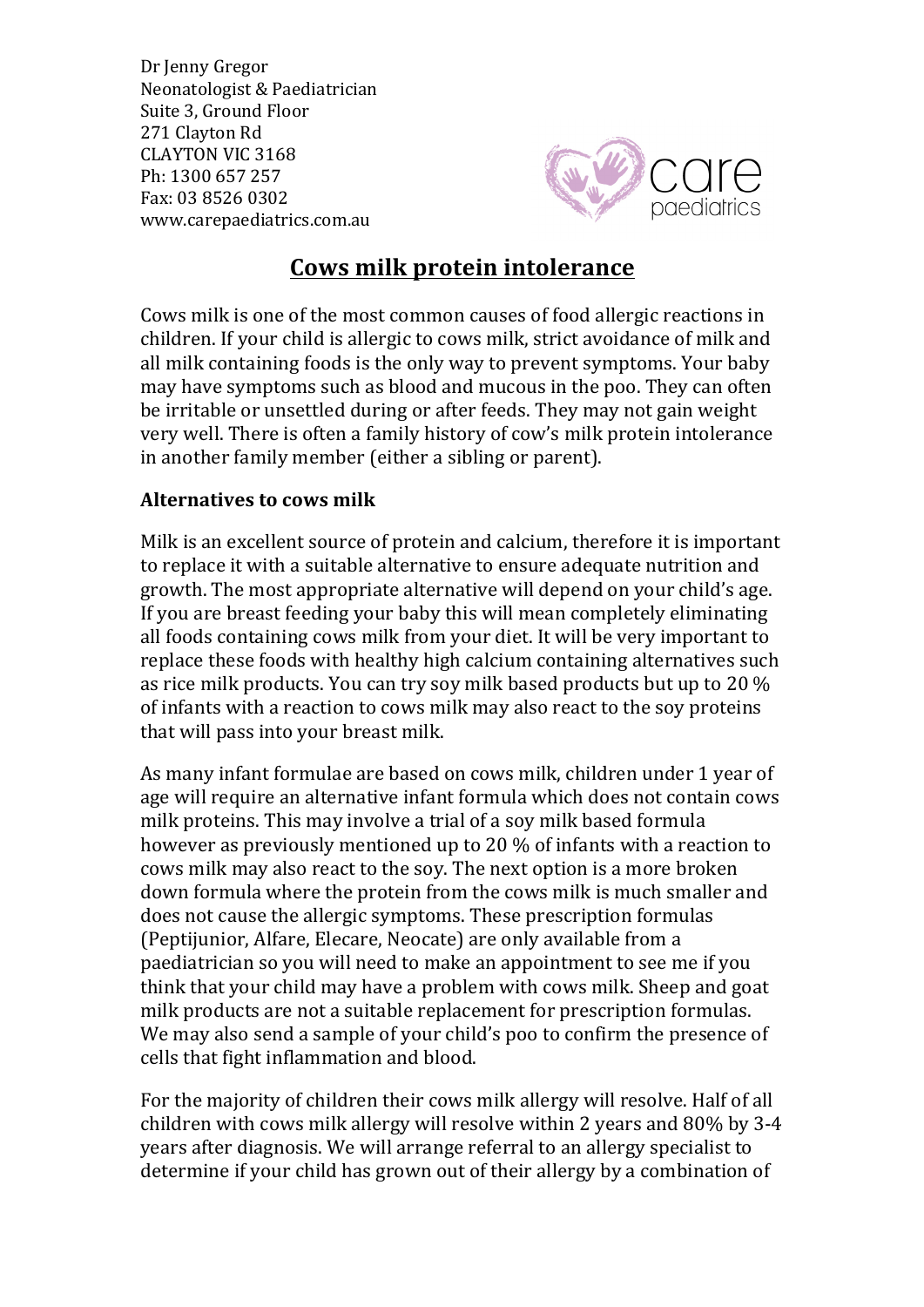Dr Jenny Gregor
Neonatologist & Paediatrician
Suite 3, Ground Floor
271 Clayton Rd
CLAYTON VIC 3168
Ph: 1300 657 257
Fax: 03 8526 0302
www.carepaediatrics.com.au

# Cows milk protein intolerance

Cows milk is one of the most common causes of food allergic reactions in children. If your child is allergic to cows milk, strict avoidance of milk and all milk containing foods is the only way to prevent symptoms. Your baby may have symptoms such as blood and mucous in the poo. They can often be irritable or unsettled during or after feeds. They may not gain weight very well. There is often a family history of cow's milk protein intolerance in another family member (either a sibling or parent).

**Alternatives to cows milk**

Milk is an excellent source of protein and calcium, therefore it is important to replace it with a suitable alternative to ensure adequate nutrition and growth. The most appropriate alternative will depend on your child's age. If you are breast feeding your baby this will mean completely eliminating all foods containing cows milk from your diet. It will be very important to replace these foods with healthy high calcium containing alternatives such as rice milk products. You can try soy milk based products but up to 20 % of infants with a reaction to cows milk may also react to the soy proteins that will pass into your breast milk.

As many infant formulae are based on cows milk, children under 1 year of age will require an alternative infant formula which does not contain cows milk proteins. This may involve a trial of a soy milk based formula however as previously mentioned up to 20 % of infants with a reaction to cows milk may also react to the soy. The next option is a more broken down formula where the protein from the cows milk is much smaller and does not cause the allergic symptoms. These prescription formulas (Peptijunior, Alfare, Elecare, Neocate) are only available from a paediatrician so you will need to make an appointment to see me if you think that your child may have a problem with cows milk. Sheep and goat milk products are not a suitable replacement for prescription formulas. We may also send a sample of your child's poo to confirm the presence of cells that fight inflammation and blood.

For the majority of children their cows milk allergy will resolve. Half of all children with cows milk allergy will resolve within 2 years and 80% by 3-4 years after diagnosis. We will arrange referral to an allergy specialist to determine if your child has grown out of their allergy by a combination of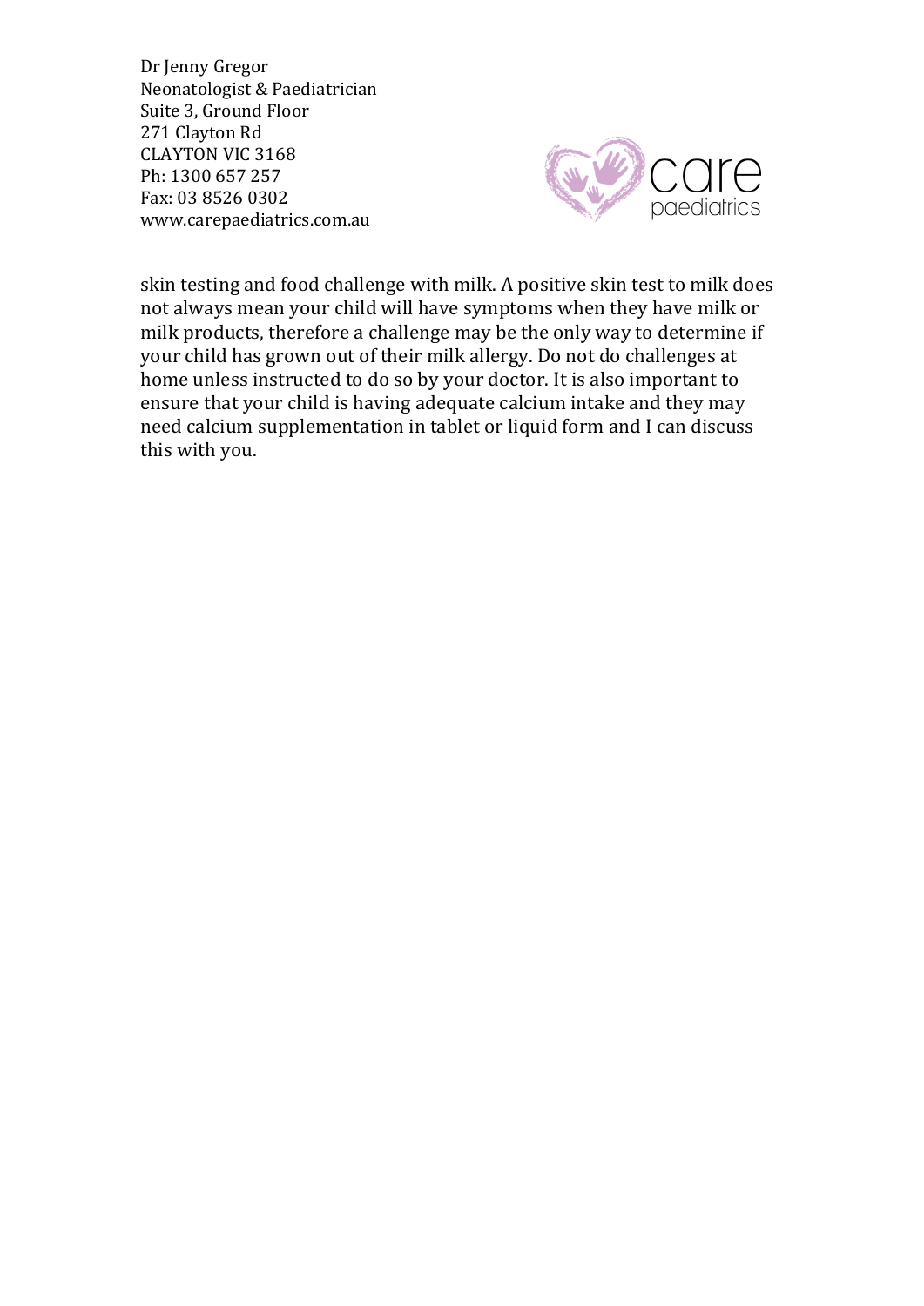skin testing and food challenge with milk. A positive skin test to milk does not always mean your child will have symptoms when they have milk or milk products, therefore a challenge may be the only way to determine if your child has grown out of their milk allergy. Do not do challenges at home unless instructed to do so by your doctor. It is also important to ensure that your child is having adequate calcium intake and they may need calcium supplementation in tablet or liquid form and I can discuss this with you.